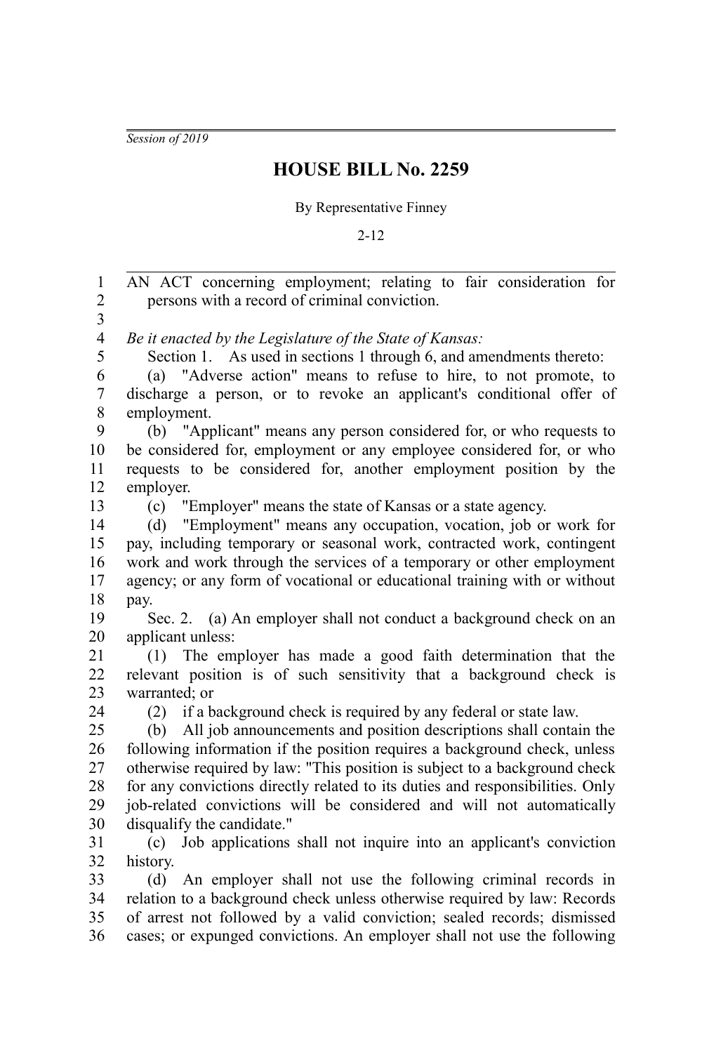*Session of 2019*

# HOUSE BILL No. 2259

By Representative Finney

2-12

AN ACT concerning employment; relating to fair consideration for persons with a record of criminal conviction.

*Be it enacted by the Legislature of the State of Kansas:*

Section 1. As used in sections 1 through 6, and amendments thereto:

(a) "Adverse action" means to refuse to hire, to not promote, to discharge a person, or to revoke an applicant's conditional offer of employment.

(b) "Applicant" means any person considered for, or who requests to be considered for, employment or any employee considered for, or who requests to be considered for, another employment position by the employer.

(c) "Employer" means the state of Kansas or a state agency.

(d) "Employment" means any occupation, vocation, job or work for pay, including temporary or seasonal work, contracted work, contingent work and work through the services of a temporary or other employment agency; or any form of vocational or educational training with or without pay.

Sec. 2. (a) An employer shall not conduct a background check on an applicant unless:

(1) The employer has made a good faith determination that the relevant position is of such sensitivity that a background check is warranted; or

(2) if a background check is required by any federal or state law.

(b) All job announcements and position descriptions shall contain the following information if the position requires a background check, unless otherwise required by law: "This position is subject to a background check for any convictions directly related to its duties and responsibilities. Only job-related convictions will be considered and will not automatically disqualify the candidate."

(c) Job applications shall not inquire into an applicant's conviction history.

(d) An employer shall not use the following criminal records in relation to a background check unless otherwise required by law: Records of arrest not followed by a valid conviction; sealed records; dismissed cases; or expunged convictions. An employer shall not use the following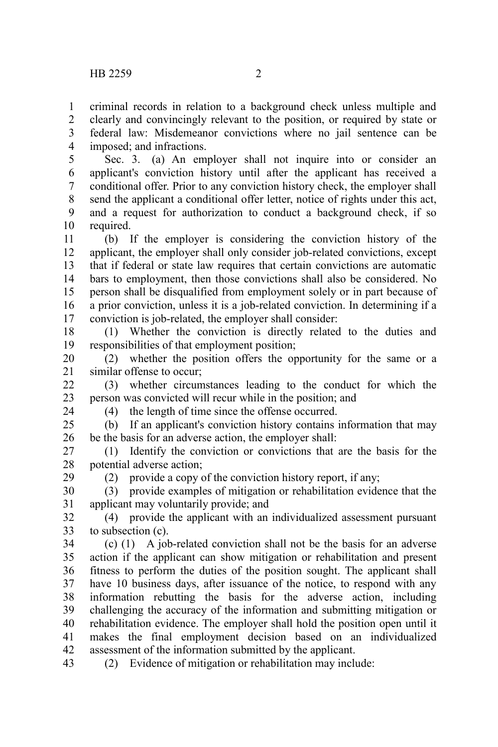criminal records in relation to a background check unless multiple and clearly and convincingly relevant to the position, or required by state or federal law: Misdemeanor convictions where no jail sentence can be imposed; and infractions.

Sec. 3. (a) An employer shall not inquire into or consider an applicant's conviction history until after the applicant has received a conditional offer. Prior to any conviction history check, the employer shall send the applicant a conditional offer letter, notice of rights under this act, and a request for authorization to conduct a background check, if so required.

(b) If the employer is considering the conviction history of the applicant, the employer shall only consider job-related convictions, except that if federal or state law requires that certain convictions are automatic bars to employment, then those convictions shall also be considered. No person shall be disqualified from employment solely or in part because of a prior conviction, unless it is a job-related conviction. In determining if a conviction is job-related, the employer shall consider:

(1) Whether the conviction is directly related to the duties and responsibilities of that employment position;

(2) whether the position offers the opportunity for the same or a similar offense to occur;

(3) whether circumstances leading to the conduct for which the person was convicted will recur while in the position; and

(4) the length of time since the offense occurred.

(b) If an applicant's conviction history contains information that may be the basis for an adverse action, the employer shall:

(1) Identify the conviction or convictions that are the basis for the potential adverse action;

(2) provide a copy of the conviction history report, if any;

(3) provide examples of mitigation or rehabilitation evidence that the applicant may voluntarily provide; and

(4) provide the applicant with an individualized assessment pursuant to subsection (c).

(c) (1) A job-related conviction shall not be the basis for an adverse action if the applicant can show mitigation or rehabilitation and present fitness to perform the duties of the position sought. The applicant shall have 10 business days, after issuance of the notice, to respond with any information rebutting the basis for the adverse action, including challenging the accuracy of the information and submitting mitigation or rehabilitation evidence. The employer shall hold the position open until it makes the final employment decision based on an individualized assessment of the information submitted by the applicant.

(2) Evidence of mitigation or rehabilitation may include: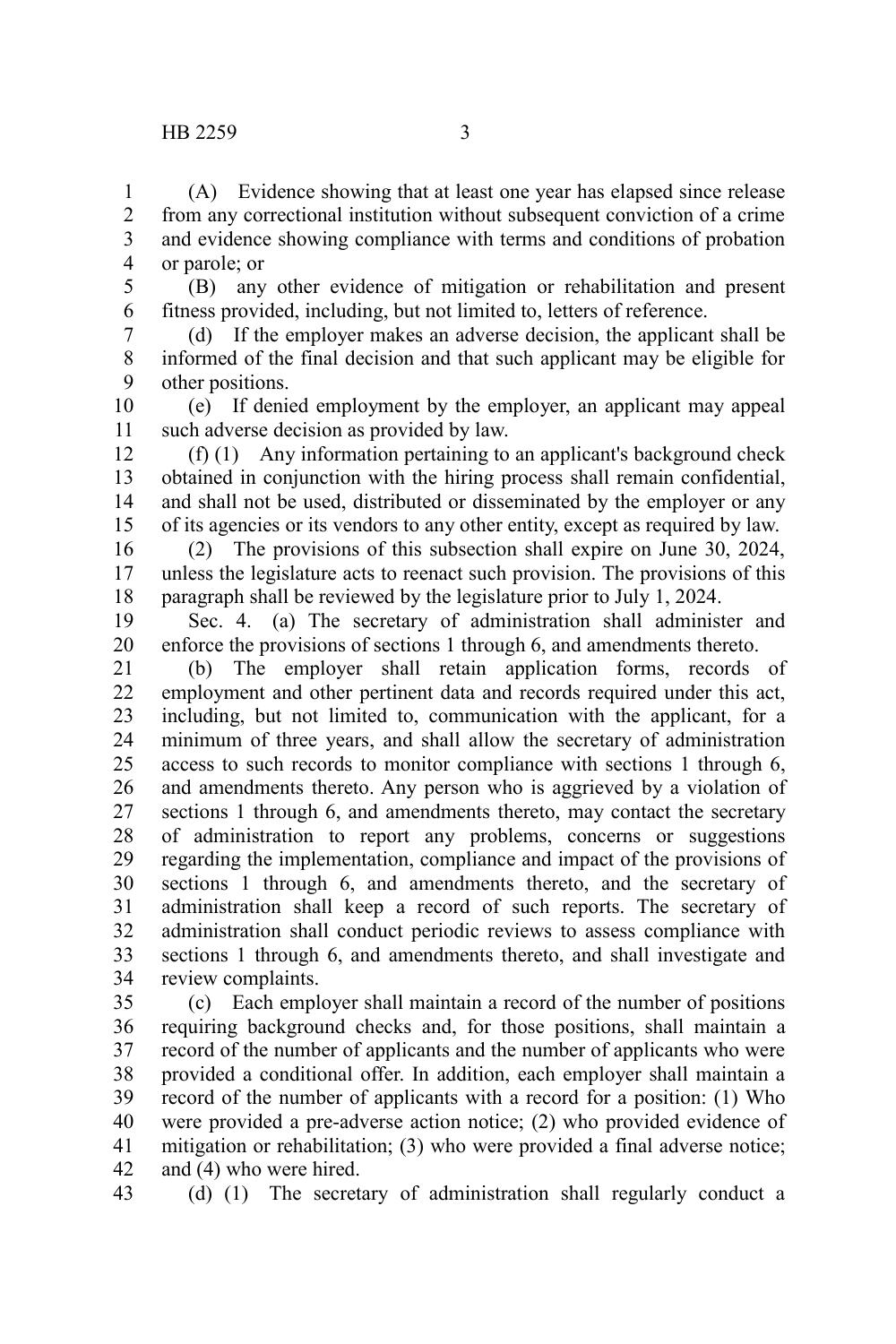(A) Evidence showing that at least one year has elapsed since release from any correctional institution without subsequent conviction of a crime and evidence showing compliance with terms and conditions of probation or parole; or

(B) any other evidence of mitigation or rehabilitation and present fitness provided, including, but not limited to, letters of reference.

(d) If the employer makes an adverse decision, the applicant shall be informed of the final decision and that such applicant may be eligible for other positions.

(e) If denied employment by the employer, an applicant may appeal such adverse decision as provided by law.

(f) (1) Any information pertaining to an applicant's background check obtained in conjunction with the hiring process shall remain confidential, and shall not be used, distributed or disseminated by the employer or any of its agencies or its vendors to any other entity, except as required by law.

(2) The provisions of this subsection shall expire on June 30, 2024, unless the legislature acts to reenact such provision. The provisions of this paragraph shall be reviewed by the legislature prior to July 1, 2024.

Sec. 4. (a) The secretary of administration shall administer and enforce the provisions of sections 1 through 6, and amendments thereto.

(b) The employer shall retain application forms, records of employment and other pertinent data and records required under this act, including, but not limited to, communication with the applicant, for a minimum of three years, and shall allow the secretary of administration access to such records to monitor compliance with sections 1 through 6, and amendments thereto. Any person who is aggrieved by a violation of sections 1 through 6, and amendments thereto, may contact the secretary of administration to report any problems, concerns or suggestions regarding the implementation, compliance and impact of the provisions of sections 1 through 6, and amendments thereto, and the secretary of administration shall keep a record of such reports. The secretary of administration shall conduct periodic reviews to assess compliance with sections 1 through 6, and amendments thereto, and shall investigate and review complaints.

(c) Each employer shall maintain a record of the number of positions requiring background checks and, for those positions, shall maintain a record of the number of applicants and the number of applicants who were provided a conditional offer. In addition, each employer shall maintain a record of the number of applicants with a record for a position: (1) Who were provided a pre-adverse action notice; (2) who provided evidence of mitigation or rehabilitation; (3) who were provided a final adverse notice; and (4) who were hired.

(d) (1) The secretary of administration shall regularly conduct a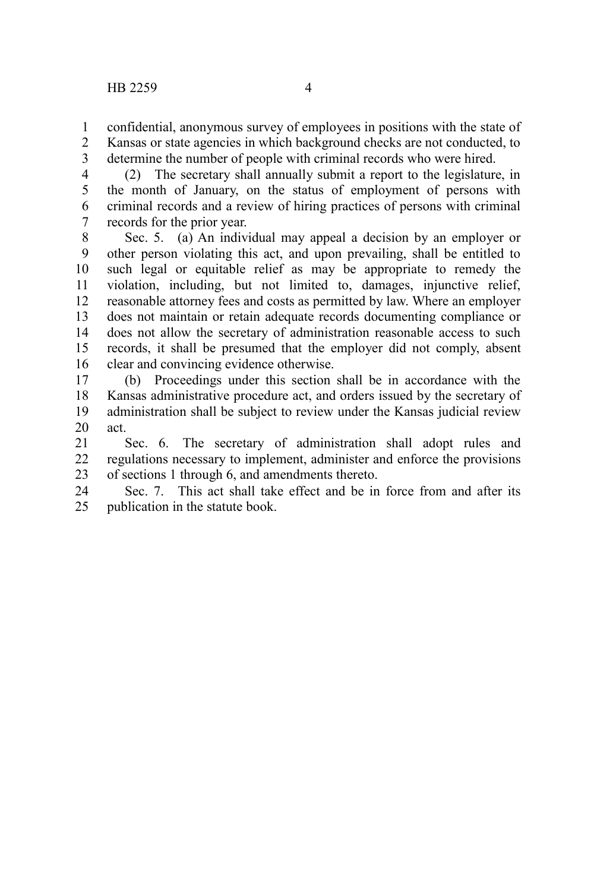confidential, anonymous survey of employees in positions with the state of Kansas or state agencies in which background checks are not conducted, to determine the number of people with criminal records who were hired.

(2) The secretary shall annually submit a report to the legislature, in the month of January, on the status of employment of persons with criminal records and a review of hiring practices of persons with criminal records for the prior year.

Sec. 5. (a) An individual may appeal a decision by an employer or other person violating this act, and upon prevailing, shall be entitled to such legal or equitable relief as may be appropriate to remedy the violation, including, but not limited to, damages, injunctive relief, reasonable attorney fees and costs as permitted by law. Where an employer does not maintain or retain adequate records documenting compliance or does not allow the secretary of administration reasonable access to such records, it shall be presumed that the employer did not comply, absent clear and convincing evidence otherwise.

(b) Proceedings under this section shall be in accordance with the Kansas administrative procedure act, and orders issued by the secretary of administration shall be subject to review under the Kansas judicial review act.

Sec. 6. The secretary of administration shall adopt rules and regulations necessary to implement, administer and enforce the provisions of sections 1 through 6, and amendments thereto.

Sec. 7. This act shall take effect and be in force from and after its publication in the statute book.